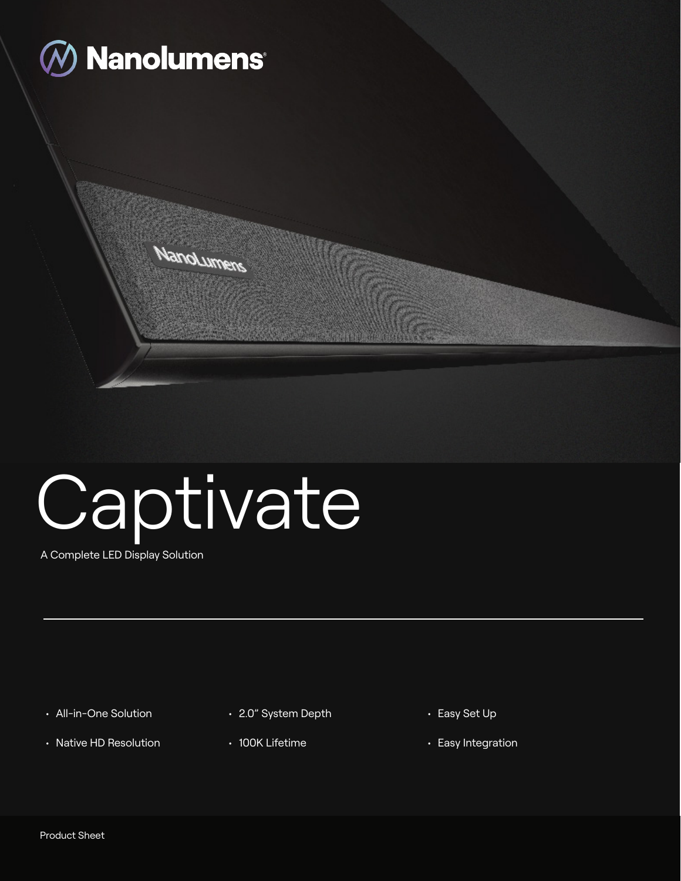# Nanolumens

# Captivate

A Complete LED Display Solution

- All-in-One Solution
- Native HD Resolution
- 2.0" System Depth
- 100K Lifetime
- Easy Set Up
- Easy Integration

Product Sheet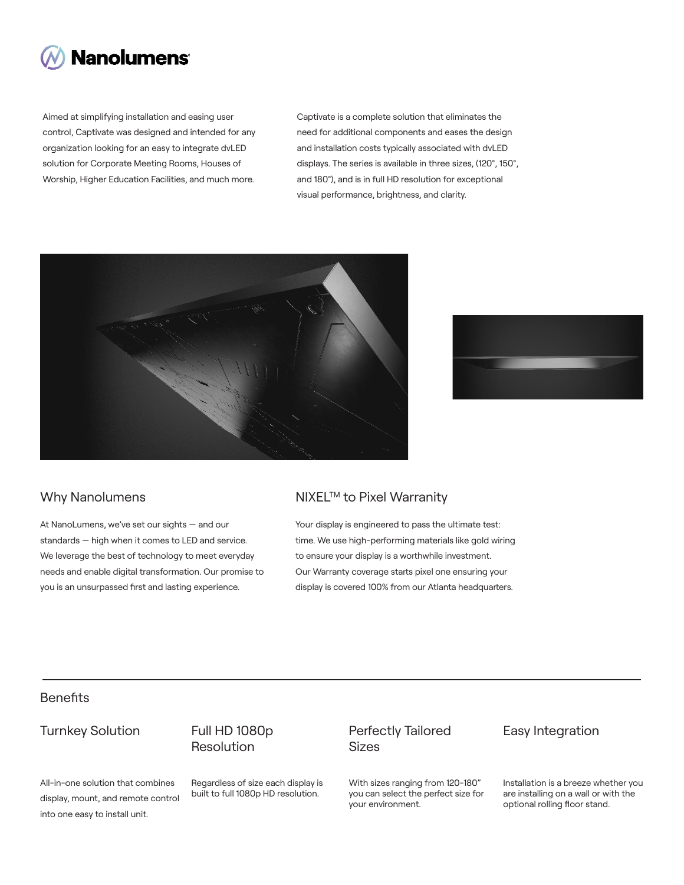Aimed at simplifying installation and easing user control, Captivate was designed and intended for any organization looking for an easy to integrate dvLED solution for Corporate Meeting Rooms, Houses of Worship, Higher Education Facilities, and much more.

Captivate is a complete solution that eliminates the need for additional components and eases the design and installation costs typically associated with dvLED displays. The series is available in three sizes, (120", 150", and 180"), and is in full HD resolution for exceptional visual performance, brightness, and clarity.

## Why Nanolumens

At NanoLumens, we've set our sights — and our standards — high when it comes to LED and service. We leverage the best of technology to meet everyday needs and enable digital transformation. Our promise to you is an unsurpassed first and lasting experience.

## NIXEL™ to Pixel Warranity

Your display is engineered to pass the ultimate test: time. We use high-performing materials like gold wiring to ensure your display is a worthwhile investment. Our Warranty coverage starts pixel one ensuring your display is covered 100% from our Atlanta headquarters.

## Benefits

### Turnkey Solution

All-in-one solution that combines display, mount, and remote control into one easy to install unit.

### Full HD 1080p Resolution

Regardless of size each display is built to full 1080p HD resolution.

### Perfectly Tailored Sizes

With sizes ranging from 120-180" you can select the perfect size for your environment.

### Easy Integration

Installation is a breeze whether you are installing on a wall or with the optional rolling floor stand.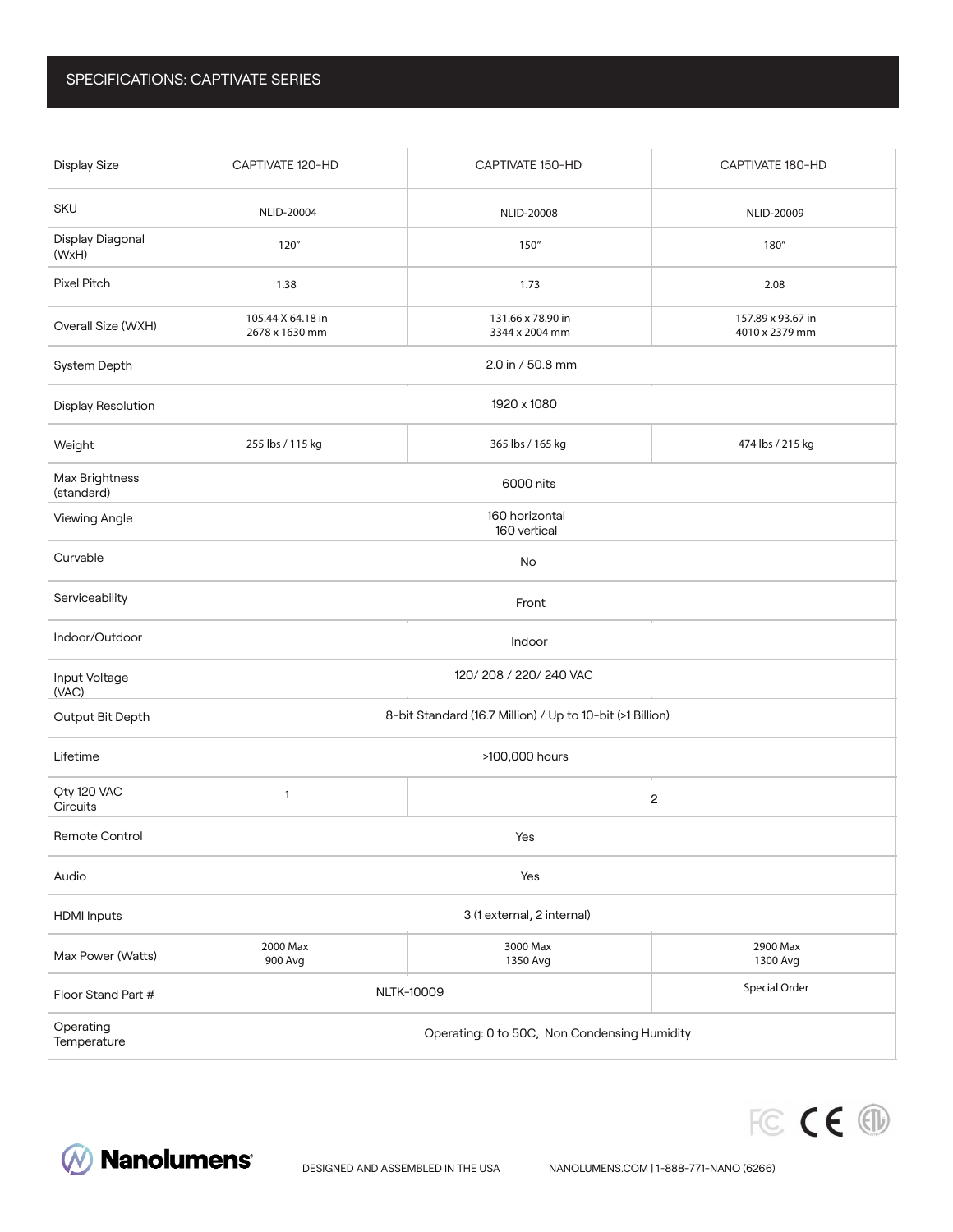## SPECIFICATIONS: CAPTIVATE SERIES

| Display Size | CAPTIVATE 120-HD | CAPTIVATE 150-HD | CAPTIVATE 180-HD |
|---|---|---|---|
| SKU | NLID-20004 | NLID-20008 | NLID-20009 |
| Display Diagonal (WxH) | 120″ | 150″ | 180″ |
| Pixel Pitch | 1.38 | 1.73 | 2.08 |
| Overall Size (WXH) | 105.44 X 64.18 in<br>2678 x 1630 mm | 131.66 x 78.90 in<br>3344 x 2004 mm | 157.89 x 93.67 in<br>4010 x 2379 mm |
| System Depth | 2.0 in / 50.8 mm | | |
| Display Resolution | 1920 x 1080 | | |
| Weight | 255 lbs / 115 kg | 365 lbs / 165 kg | 474 lbs / 215 kg |
| Max Brightness (standard) | 6000 nits | | |
| Viewing Angle | 160 horizontal<br>160 vertical | | |
| Curvable | No | | |
| Serviceability | Front | | |
| Indoor/Outdoor | Indoor | | |
| Input Voltage (VAC) | 120/ 208 / 220/ 240 VAC | | |
| Output Bit Depth | 8-bit Standard (16.7 Million) / Up to 10-bit (>1 Billion) | | |
| Lifetime | >100,000 hours | | |
| Qty 120 VAC Circuits | 1 | 2 | |
| Remote Control | Yes | | |
| Audio | Yes | | |
| HDMI Inputs | 3 (1 external, 2 internal) | | |
| Max Power (Watts) | 2000 Max<br>900 Avg | 3000 Max<br>1350 Avg | 2900 Max<br>1300 Avg |
| Floor Stand Part # | NLTK-10009 | | Special Order |
| Operating Temperature | Operating: 0 to 50C, Non Condensing Humidity | | |

Nanolumens

DESIGNED AND ASSEMBLED IN THE USA

NANOLUMENS.COM | 1-888-771-NANO (6266)